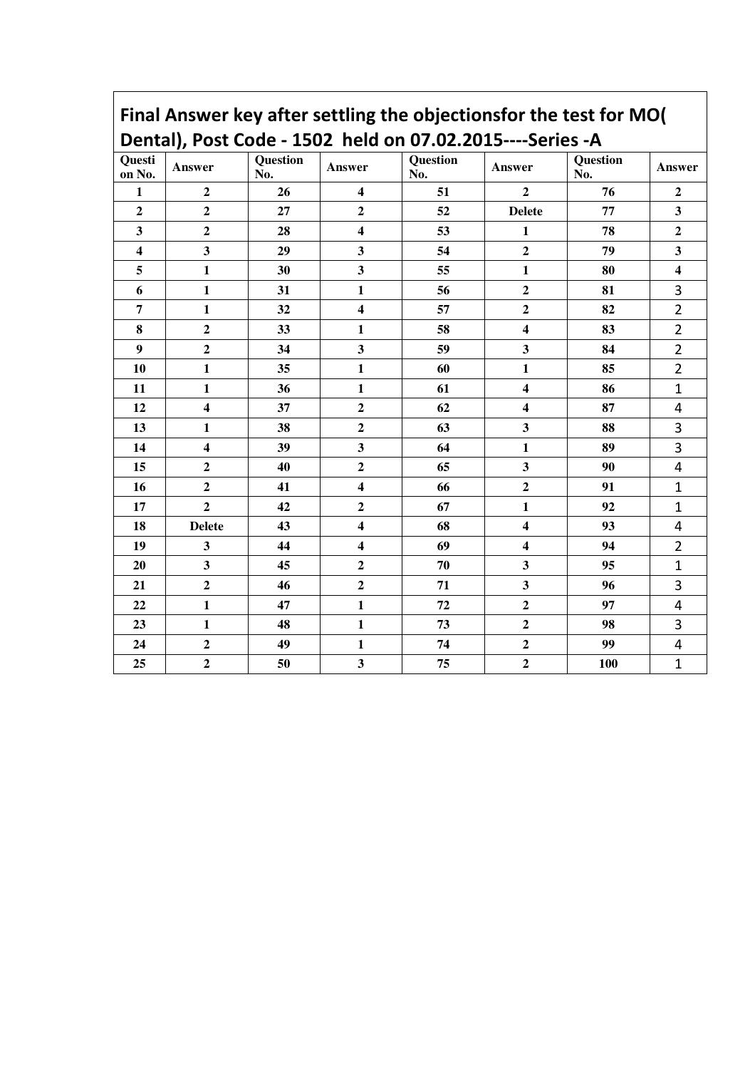# Final Answer key after settling the objectionsfor the test for MO( Dental), Post Code - 1502 held on 07.02.2015----Series -A

| Question No. | Answer | Question No. | Answer | Question No. | Answer | Question No. | Answer |
|---|---|---|---|---|---|---|---|
| 1 | 2 | 26 | 4 | 51 | 2 | 76 | 2 |
| 2 | 2 | 27 | 2 | 52 | Delete | 77 | 3 |
| 3 | 2 | 28 | 4 | 53 | 1 | 78 | 2 |
| 4 | 3 | 29 | 3 | 54 | 2 | 79 | 3 |
| 5 | 1 | 30 | 3 | 55 | 1 | 80 | 4 |
| 6 | 1 | 31 | 1 | 56 | 2 | 81 | 3 |
| 7 | 1 | 32 | 4 | 57 | 2 | 82 | 2 |
| 8 | 2 | 33 | 1 | 58 | 4 | 83 | 2 |
| 9 | 2 | 34 | 3 | 59 | 3 | 84 | 2 |
| 10 | 1 | 35 | 1 | 60 | 1 | 85 | 2 |
| 11 | 1 | 36 | 1 | 61 | 4 | 86 | 1 |
| 12 | 4 | 37 | 2 | 62 | 4 | 87 | 4 |
| 13 | 1 | 38 | 2 | 63 | 3 | 88 | 3 |
| 14 | 4 | 39 | 3 | 64 | 1 | 89 | 3 |
| 15 | 2 | 40 | 2 | 65 | 3 | 90 | 4 |
| 16 | 2 | 41 | 4 | 66 | 2 | 91 | 1 |
| 17 | 2 | 42 | 2 | 67 | 1 | 92 | 1 |
| 18 | Delete | 43 | 4 | 68 | 4 | 93 | 4 |
| 19 | 3 | 44 | 4 | 69 | 4 | 94 | 2 |
| 20 | 3 | 45 | 2 | 70 | 3 | 95 | 1 |
| 21 | 2 | 46 | 2 | 71 | 3 | 96 | 3 |
| 22 | 1 | 47 | 1 | 72 | 2 | 97 | 4 |
| 23 | 1 | 48 | 1 | 73 | 2 | 98 | 3 |
| 24 | 2 | 49 | 1 | 74 | 2 | 99 | 4 |
| 25 | 2 | 50 | 3 | 75 | 2 | 100 | 1 |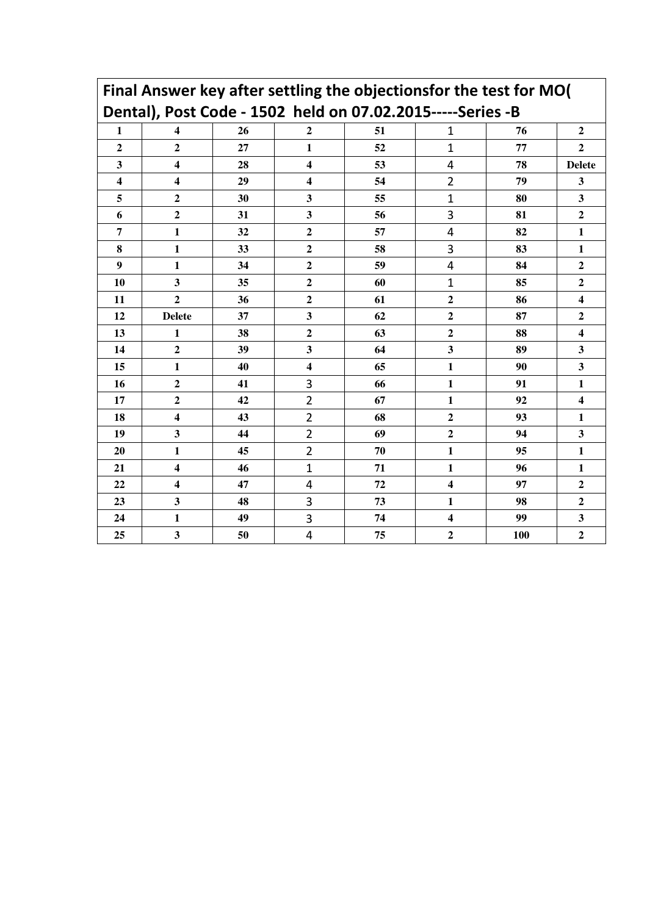## Final Answer key after settling the objectionsfor the test for MO( Dental), Post Code - 1502 held on 07.02.2015-----Series -B

| | | | | | | | |
|---|---|---|---|---|---|---|---|
| 1 | 4 | 26 | 2 | 51 | 1 | 76 | 2 |
| 2 | 2 | 27 | 1 | 52 | 1 | 77 | 2 |
| 3 | 4 | 28 | 4 | 53 | 4 | 78 | Delete |
| 4 | 4 | 29 | 4 | 54 | 2 | 79 | 3 |
| 5 | 2 | 30 | 3 | 55 | 1 | 80 | 3 |
| 6 | 2 | 31 | 3 | 56 | 3 | 81 | 2 |
| 7 | 1 | 32 | 2 | 57 | 4 | 82 | 1 |
| 8 | 1 | 33 | 2 | 58 | 3 | 83 | 1 |
| 9 | 1 | 34 | 2 | 59 | 4 | 84 | 2 |
| 10 | 3 | 35 | 2 | 60 | 1 | 85 | 2 |
| 11 | 2 | 36 | 2 | 61 | 2 | 86 | 4 |
| 12 | Delete | 37 | 3 | 62 | 2 | 87 | 2 |
| 13 | 1 | 38 | 2 | 63 | 2 | 88 | 4 |
| 14 | 2 | 39 | 3 | 64 | 3 | 89 | 3 |
| 15 | 1 | 40 | 4 | 65 | 1 | 90 | 3 |
| 16 | 2 | 41 | 3 | 66 | 1 | 91 | 1 |
| 17 | 2 | 42 | 2 | 67 | 1 | 92 | 4 |
| 18 | 4 | 43 | 2 | 68 | 2 | 93 | 1 |
| 19 | 3 | 44 | 2 | 69 | 2 | 94 | 3 |
| 20 | 1 | 45 | 2 | 70 | 1 | 95 | 1 |
| 21 | 4 | 46 | 1 | 71 | 1 | 96 | 1 |
| 22 | 4 | 47 | 4 | 72 | 4 | 97 | 2 |
| 23 | 3 | 48 | 3 | 73 | 1 | 98 | 2 |
| 24 | 1 | 49 | 3 | 74 | 4 | 99 | 3 |
| 25 | 3 | 50 | 4 | 75 | 2 | 100 | 2 |